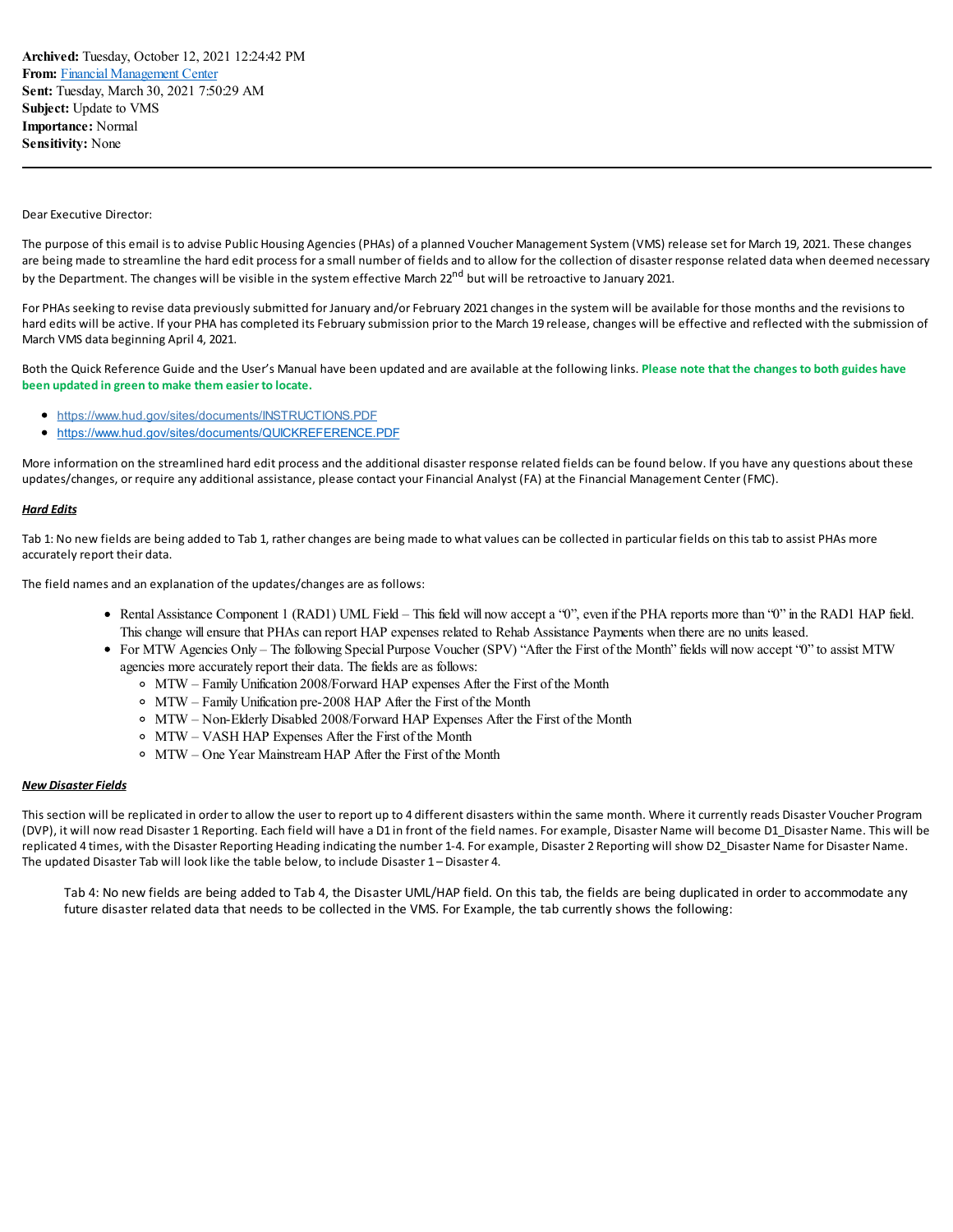**Archived:** Tuesday, October 12, 2021 12:24:42 PM
**From:** Financial Management Center
**Sent:** Tuesday, March 30, 2021 7:50:29 AM
**Subject:** Update to VMS
**Importance:** Normal
**Sensitivity:** None

---

Dear Executive Director:

The purpose of this email is to advise Public Housing Agencies (PHAs) of a planned Voucher Management System (VMS) release set for March 19, 2021. These changes are being made to streamline the hard edit process for a small number of fields and to allow for the collection of disaster response related data when deemed necessary by the Department. The changes will be visible in the system effective March 22nd but will be retroactive to January 2021.

For PHAs seeking to revise data previously submitted for January and/or February 2021 changes in the system will be available for those months and the revisions to hard edits will be active. If your PHA has completed its February submission prior to the March 19 release, changes will be effective and reflected with the submission of March VMS data beginning April 4, 2021.

Both the Quick Reference Guide and the User's Manual have been updated and are available at the following links. **Please note that the changes to both guides have been updated in green to make them easier to locate.**

- https://www.hud.gov/sites/documents/INSTRUCTIONS.PDF
- https://www.hud.gov/sites/documents/QUICKREFERENCE.PDF

More information on the streamlined hard edit process and the additional disaster response related fields can be found below. If you have any questions about these updates/changes, or require any additional assistance, please contact your Financial Analyst (FA) at the Financial Management Center (FMC).

***Hard Edits***

Tab 1: No new fields are being added to Tab 1, rather changes are being made to what values can be collected in particular fields on this tab to assist PHAs more accurately report their data.

The field names and an explanation of the updates/changes are as follows:

- Rental Assistance Component 1 (RAD1) UML Field – This field will now accept a "0", even if the PHA reports more than "0" in the RAD1 HAP field. This change will ensure that PHAs can report HAP expenses related to Rehab Assistance Payments when there are no units leased.
- For MTW Agencies Only – The following Special Purpose Voucher (SPV) "After the First of the Month" fields will now accept "0" to assist MTW agencies more accurately report their data. The fields are as follows:
  - MTW – Family Unification 2008/Forward HAP expenses After the First of the Month
  - MTW – Family Unification pre-2008 HAP After the First of the Month
  - MTW – Non-Elderly Disabled 2008/Forward HAP Expenses After the First of the Month
  - MTW – VASH HAP Expenses After the First of the Month
  - MTW – One Year Mainstream HAP After the First of the Month

***New Disaster Fields***

This section will be replicated in order to allow the user to report up to 4 different disasters within the same month. Where it currently reads Disaster Voucher Program (DVP), it will now read Disaster 1 Reporting. Each field will have a D1 in front of the field names. For example, Disaster Name will become D1_Disaster Name. This will be replicated 4 times, with the Disaster Reporting Heading indicating the number 1-4. For example, Disaster 2 Reporting will show D2_Disaster Name for Disaster Name. The updated Disaster Tab will look like the table below, to include Disaster 1 – Disaster 4.

Tab 4: No new fields are being added to Tab 4, the Disaster UML/HAP field. On this tab, the fields are being duplicated in order to accommodate any future disaster related data that needs to be collected in the VMS. For Example, the tab currently shows the following: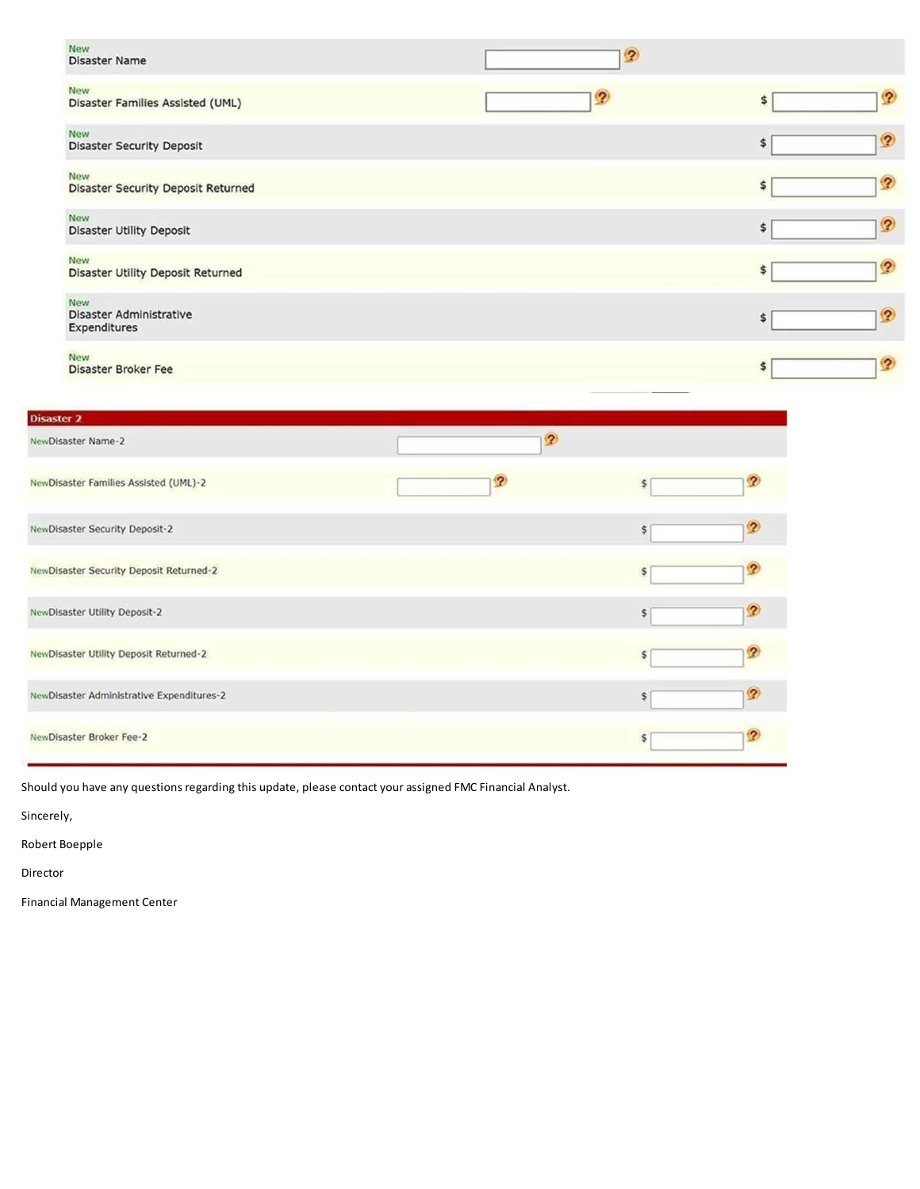| | | |
|---|---|---|
| New Disaster Name | | |
| New Disaster Families Assisted (UML) | | $ |
| New Disaster Security Deposit | | $ |
| New Disaster Security Deposit Returned | | $ |
| New Disaster Utility Deposit | | $ |
| New Disaster Utility Deposit Returned | | $ |
| New Disaster Administrative Expenditures | | $ |
| New Disaster Broker Fee | | $ |

**Disaster 2**

| | | |
|---|---|---|
| NewDisaster Name-2 | | |
| NewDisaster Families Assisted (UML)-2 | | $ |
| NewDisaster Security Deposit-2 | | $ |
| NewDisaster Security Deposit Returned-2 | | $ |
| NewDisaster Utility Deposit-2 | | $ |
| NewDisaster Utility Deposit Returned-2 | | $ |
| NewDisaster Administrative Expenditures-2 | | $ |
| NewDisaster Broker Fee-2 | | $ |

Should you have any questions regarding this update, please contact your assigned FMC Financial Analyst.

Sincerely,

Robert Boepple

Director

Financial Management Center